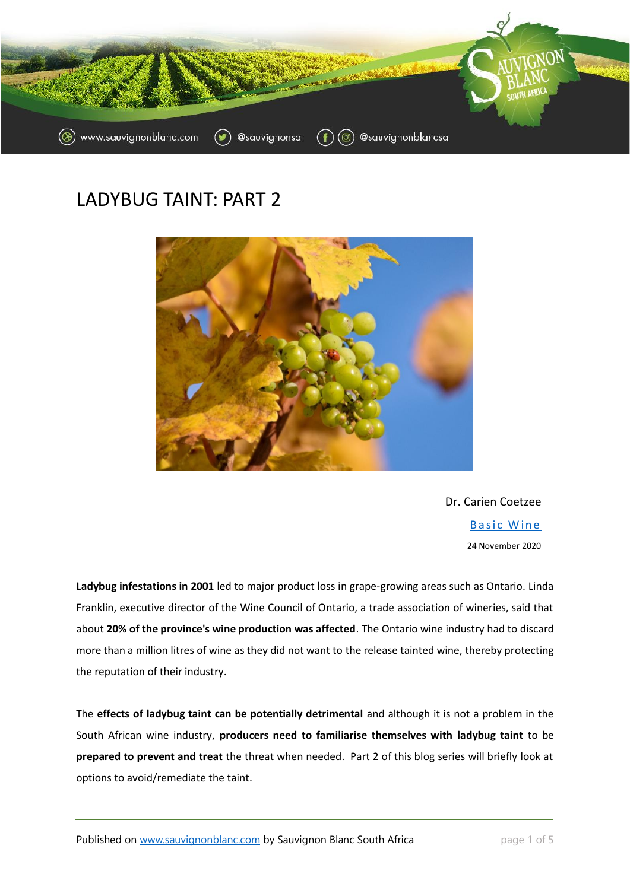# LADYBUG TAINT: PART 2

Dr. Carien Coetzee

Basic Wine

24 November 2020

**Ladybug infestations in 2001** led to major product loss in grape-growing areas such as Ontario. Linda Franklin, executive director of the Wine Council of Ontario, a trade association of wineries, said that about **20% of the province's wine production was affected**. The Ontario wine industry had to discard more than a million litres of wine as they did not want to the release tainted wine, thereby protecting the reputation of their industry.

The **effects of ladybug taint can be potentially detrimental** and although it is not a problem in the South African wine industry, **producers need to familiarise themselves with ladybug taint** to be **prepared to prevent and treat** the threat when needed. Part 2 of this blog series will briefly look at options to avoid/remediate the taint.

Published on www.sauvignonblanc.com by Sauvignon Blanc South Africa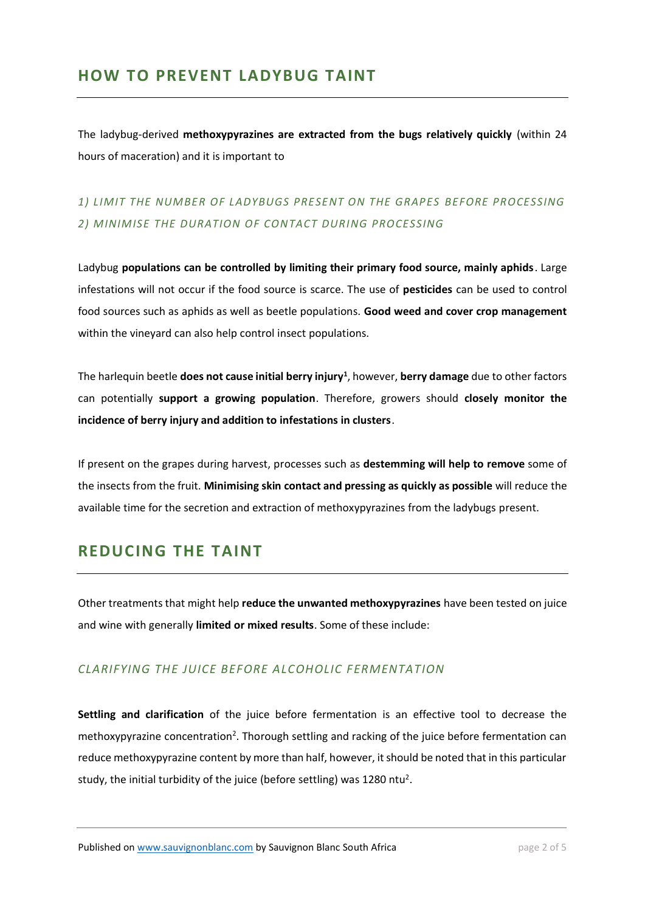## HOW TO PREVENT LADYBUG TAINT

The ladybug-derived **methoxypyrazines are extracted from the bugs relatively quickly** (within 24 hours of maceration) and it is important to

### *1) LIMIT THE NUMBER OF LADYBUGS PRESENT ON THE GRAPES BEFORE PROCESSING*
### *2) MINIMISE THE DURATION OF CONTACT DURING PROCESSING*

Ladybug **populations can be controlled by limiting their primary food source, mainly aphids**. Large infestations will not occur if the food source is scarce. The use of **pesticides** can be used to control food sources such as aphids as well as beetle populations. **Good weed and cover crop management** within the vineyard can also help control insect populations.

The harlequin beetle **does not cause initial berry injury**[1], however, **berry damage** due to other factors can potentially **support a growing population**. Therefore, growers should **closely monitor the incidence of berry injury and addition to infestations in clusters**.

If present on the grapes during harvest, processes such as **destemming will help to remove** some of the insects from the fruit. **Minimising skin contact and pressing as quickly as possible** will reduce the available time for the secretion and extraction of methoxypyrazines from the ladybugs present.

## REDUCING THE TAINT

Other treatments that might help **reduce the unwanted methoxypyrazines** have been tested on juice and wine with generally **limited or mixed results**. Some of these include:

### *CLARIFYING THE JUICE BEFORE ALCOHOLIC FERMENTATION*

**Settling and clarification** of the juice before fermentation is an effective tool to decrease the methoxypyrazine concentration[2]. Thorough settling and racking of the juice before fermentation can reduce methoxypyrazine content by more than half, however, it should be noted that in this particular study, the initial turbidity of the juice (before settling) was 1280 ntu[2].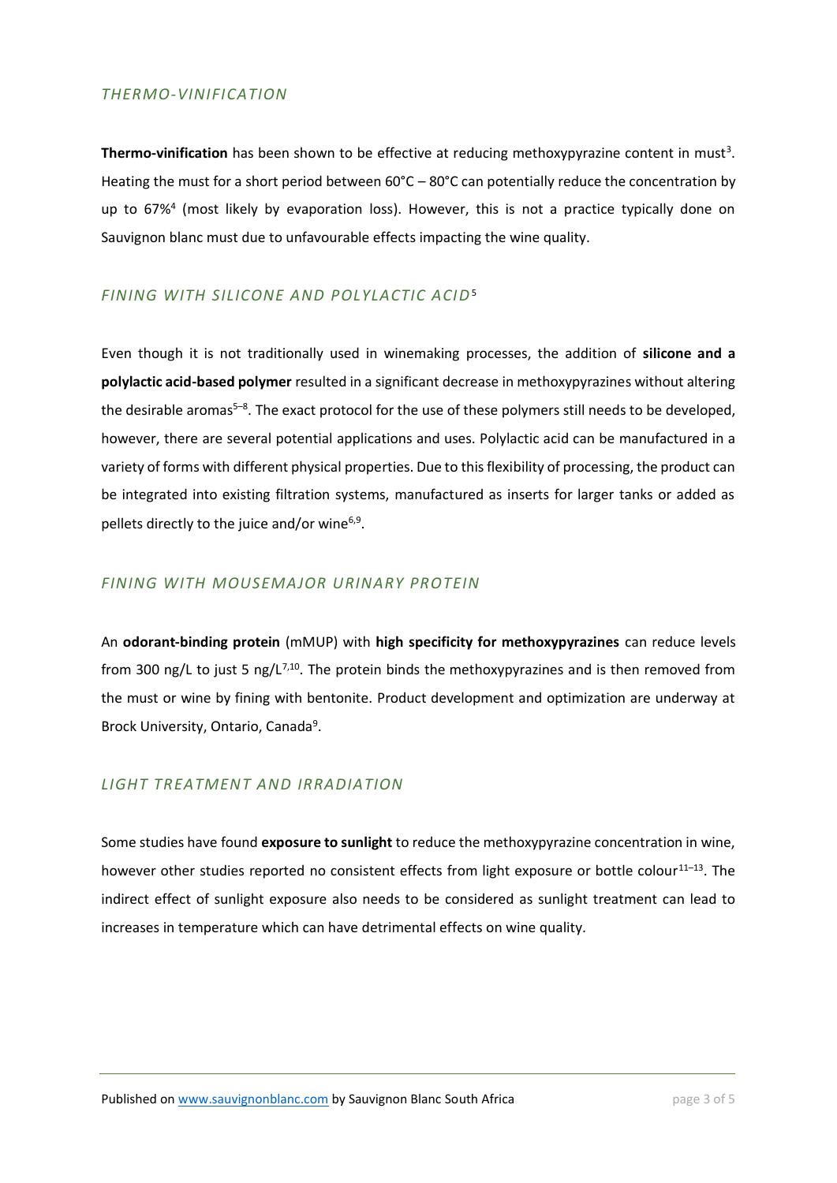### *THERMO-VINIFICATION*

**Thermo-vinification** has been shown to be effective at reducing methoxypyrazine content in must[3]. Heating the must for a short period between 60°C – 80°C can potentially reduce the concentration by up to 67%[4] (most likely by evaporation loss). However, this is not a practice typically done on Sauvignon blanc must due to unfavourable effects impacting the wine quality.

### *FINING WITH SILICONE AND POLYLACTIC ACID*[5]

Even though it is not traditionally used in winemaking processes, the addition of **silicone and a polylactic acid-based polymer** resulted in a significant decrease in methoxypyrazines without altering the desirable aromas[5–8]. The exact protocol for the use of these polymers still needs to be developed, however, there are several potential applications and uses. Polylactic acid can be manufactured in a variety of forms with different physical properties. Due to this flexibility of processing, the product can be integrated into existing filtration systems, manufactured as inserts for larger tanks or added as pellets directly to the juice and/or wine[6,9].

### *FINING WITH MOUSEMAJOR URINARY PROTEIN*

An **odorant-binding protein** (mMUP) with **high specificity for methoxypyrazines** can reduce levels from 300 ng/L to just 5 ng/L[7,10]. The protein binds the methoxypyrazines and is then removed from the must or wine by fining with bentonite. Product development and optimization are underway at Brock University, Ontario, Canada[9].

### *LIGHT TREATMENT AND IRRADIATION*

Some studies have found **exposure to sunlight** to reduce the methoxypyrazine concentration in wine, however other studies reported no consistent effects from light exposure or bottle colour[11–13]. The indirect effect of sunlight exposure also needs to be considered as sunlight treatment can lead to increases in temperature which can have detrimental effects on wine quality.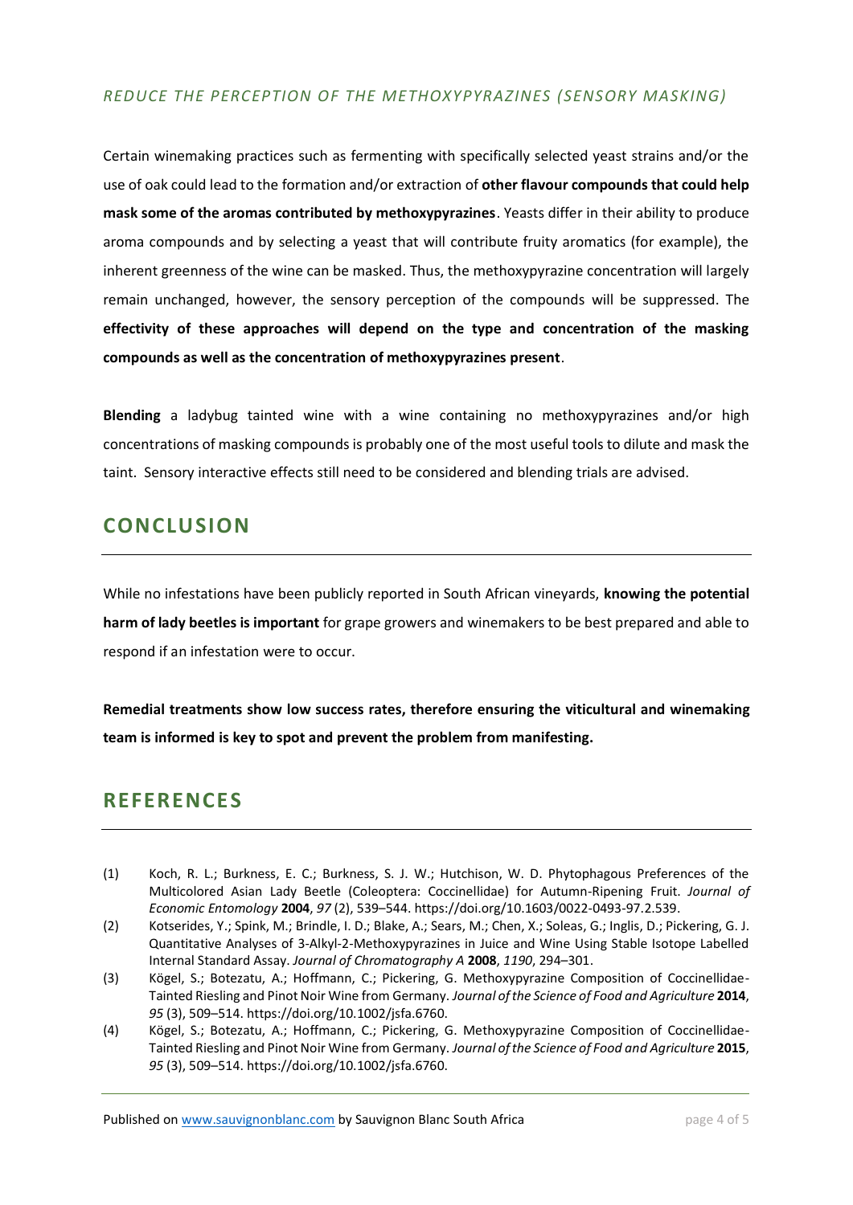### *REDUCE THE PERCEPTION OF THE METHOXYPYRAZINES (SENSORY MASKING)*

Certain winemaking practices such as fermenting with specifically selected yeast strains and/or the use of oak could lead to the formation and/or extraction of **other flavour compounds that could help mask some of the aromas contributed by methoxypyrazines**. Yeasts differ in their ability to produce aroma compounds and by selecting a yeast that will contribute fruity aromatics (for example), the inherent greenness of the wine can be masked. Thus, the methoxypyrazine concentration will largely remain unchanged, however, the sensory perception of the compounds will be suppressed. The **effectivity of these approaches will depend on the type and concentration of the masking compounds as well as the concentration of methoxypyrazines present**.

**Blending** a ladybug tainted wine with a wine containing no methoxypyrazines and/or high concentrations of masking compounds is probably one of the most useful tools to dilute and mask the taint. Sensory interactive effects still need to be considered and blending trials are advised.

## CONCLUSION

While no infestations have been publicly reported in South African vineyards, **knowing the potential harm of lady beetles is important** for grape growers and winemakers to be best prepared and able to respond if an infestation were to occur.

**Remedial treatments show low success rates, therefore ensuring the viticultural and winemaking team is informed is key to spot and prevent the problem from manifesting.**

## REFERENCES

(1) Koch, R. L.; Burkness, E. C.; Burkness, S. J. W.; Hutchison, W. D. Phytophagous Preferences of the Multicolored Asian Lady Beetle (Coleoptera: Coccinellidae) for Autumn-Ripening Fruit. *Journal of Economic Entomology* **2004**, *97* (2), 539–544. https://doi.org/10.1603/0022-0493-97.2.539.

(2) Kotserides, Y.; Spink, M.; Brindle, I. D.; Blake, A.; Sears, M.; Chen, X.; Soleas, G.; Inglis, D.; Pickering, G. J. Quantitative Analyses of 3-Alkyl-2-Methoxypyrazines in Juice and Wine Using Stable Isotope Labelled Internal Standard Assay. *Journal of Chromatography A* **2008**, *1190*, 294–301.

(3) Kögel, S.; Botezatu, A.; Hoffmann, C.; Pickering, G. Methoxypyrazine Composition of Coccinellidae-Tainted Riesling and Pinot Noir Wine from Germany. *Journal of the Science of Food and Agriculture* **2014**, *95* (3), 509–514. https://doi.org/10.1002/jsfa.6760.

(4) Kögel, S.; Botezatu, A.; Hoffmann, C.; Pickering, G. Methoxypyrazine Composition of Coccinellidae-Tainted Riesling and Pinot Noir Wine from Germany. *Journal of the Science of Food and Agriculture* **2015**, *95* (3), 509–514. https://doi.org/10.1002/jsfa.6760.

Published on www.sauvignonblanc.com by Sauvignon Blanc South Africa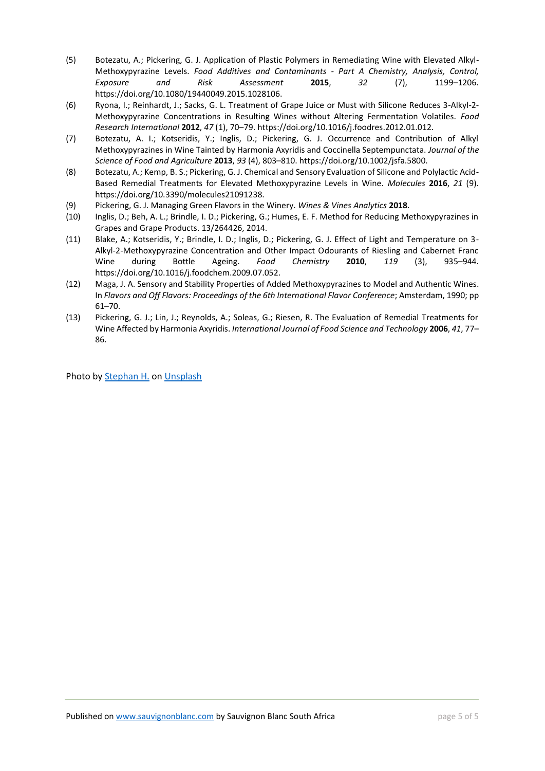(5) Botezatu, A.; Pickering, G. J. Application of Plastic Polymers in Remediating Wine with Elevated Alkyl-Methoxypyrazine Levels. *Food Additives and Contaminants - Part A Chemistry, Analysis, Control, Exposure and Risk Assessment* **2015**, *32* (7), 1199–1206. https://doi.org/10.1080/19440049.2015.1028106.

(6) Ryona, I.; Reinhardt, J.; Sacks, G. L. Treatment of Grape Juice or Must with Silicone Reduces 3-Alkyl-2-Methoxypyrazine Concentrations in Resulting Wines without Altering Fermentation Volatiles. *Food Research International* **2012**, *47* (1), 70–79. https://doi.org/10.1016/j.foodres.2012.01.012.

(7) Botezatu, A. I.; Kotseridis, Y.; Inglis, D.; Pickering, G. J. Occurrence and Contribution of Alkyl Methoxypyrazines in Wine Tainted by Harmonia Axyridis and Coccinella Septempunctata. *Journal of the Science of Food and Agriculture* **2013**, *93* (4), 803–810. https://doi.org/10.1002/jsfa.5800.

(8) Botezatu, A.; Kemp, B. S.; Pickering, G. J. Chemical and Sensory Evaluation of Silicone and Polylactic Acid-Based Remedial Treatments for Elevated Methoxypyrazine Levels in Wine. *Molecules* **2016**, *21* (9). https://doi.org/10.3390/molecules21091238.

(9) Pickering, G. J. Managing Green Flavors in the Winery. *Wines & Vines Analytics* **2018**.

(10) Inglis, D.; Beh, A. L.; Brindle, I. D.; Pickering, G.; Humes, E. F. Method for Reducing Methoxypyrazines in Grapes and Grape Products. 13/264426, 2014.

(11) Blake, A.; Kotseridis, Y.; Brindle, I. D.; Inglis, D.; Pickering, G. J. Effect of Light and Temperature on 3-Alkyl-2-Methoxypyrazine Concentration and Other Impact Odourants of Riesling and Cabernet Franc Wine during Bottle Ageing. *Food Chemistry* **2010**, *119* (3), 935–944. https://doi.org/10.1016/j.foodchem.2009.07.052.

(12) Maga, J. A. Sensory and Stability Properties of Added Methoxypyrazines to Model and Authentic Wines. In *Flavors and Off Flavors: Proceedings of the 6th International Flavor Conference*; Amsterdam, 1990; pp 61–70.

(13) Pickering, G. J.; Lin, J.; Reynolds, A.; Soleas, G.; Riesen, R. The Evaluation of Remedial Treatments for Wine Affected by Harmonia Axyridis. *International Journal of Food Science and Technology* **2006**, *41*, 77–86.

Photo by [Stephan H.](#) on [Unsplash](#)

Published on [www.sauvignonblanc.com](#) by Sauvignon Blanc South Africa